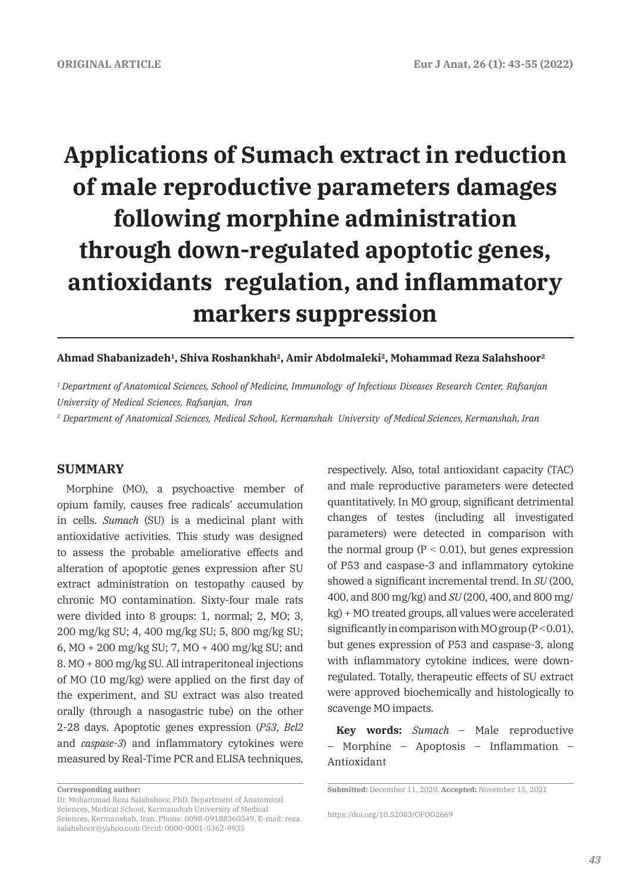ORIGINAL ARTICLE

# Applications of Sumach extract in reduction of male reproductive parameters damages following morphine administration through down-regulated apoptotic genes, antioxidants regulation, and inflammatory markers suppression

**Ahmad Shabanizadeh[1], Shiva Roshankhah[2], Amir Abdolmaleki[2], Mohammad Reza Salahshoor[2]**

*[1] Department of Anatomical Sciences, School of Medicine, Immunology of Infectious Diseases Research Center, Rafsanjan University of Medical Sciences, Rafsanjan, Iran*

*[2] Department of Anatomical Sciences, Medical School, Kermanshah University of Medical Sciences, Kermanshah, Iran*

## SUMMARY

Morphine (MO), a psychoactive member of opium family, causes free radicals' accumulation in cells. *Sumach* (SU) is a medicinal plant with antioxidative activities. This study was designed to assess the probable ameliorative effects and alteration of apoptotic genes expression after SU extract administration on testopathy caused by chronic MO contamination. Sixty-four male rats were divided into 8 groups: 1, normal; 2, MO; 3, 200 mg/kg SU; 4, 400 mg/kg SU; 5, 800 mg/kg SU; 6, MO + 200 mg/kg SU; 7, MO + 400 mg/kg SU; and 8. MO + 800 mg/kg SU. All intraperitoneal injections of MO (10 mg/kg) were applied on the first day of the experiment, and SU extract was also treated orally (through a nasogastric tube) on the other 2-28 days. Apoptotic genes expression (*P53*, *Bcl2* and *caspase-3*) and inflammatory cytokines were measured by Real-Time PCR and ELISA techniques, respectively. Also, total antioxidant capacity (TAC) and male reproductive parameters were detected quantitatively. In MO group, significant detrimental changes of testes (including all investigated parameters) were detected in comparison with the normal group ($P < 0.01$), but genes expression of P53 and caspase-3 and inflammatory cytokine showed a significant incremental trend. In *SU* (200, 400, and 800 mg/kg) and *SU* (200, 400, and 800 mg/kg) + MO treated groups, all values were accelerated significantly in comparison with MO group ($P < 0.01$), but genes expression of P53 and caspase-3, along with inflammatory cytokine indices, were down-regulated. Totally, therapeutic effects of SU extract were approved biochemically and histologically to scavenge MO impacts.

**Key words:** *Sumach* – Male reproductive – Morphine – Apoptosis – Inflammation – Antioxidant

**Corresponding author:**
Dr. Mohammad Reza Salahshoor, PhD. Department of Anatomical Sciences, Medical School, Kermanshah University of Medical Sciences, Kermanshah, Iran. Phone: 0098-09188360349. E-mail: reza.salahshoor@yahoo.com Orcid: 0000-0001-5362-9935

**Submitted:** December 11, 2020. **Accepted:** November 15, 2021

https://doi.org/10.52083/OFOO2669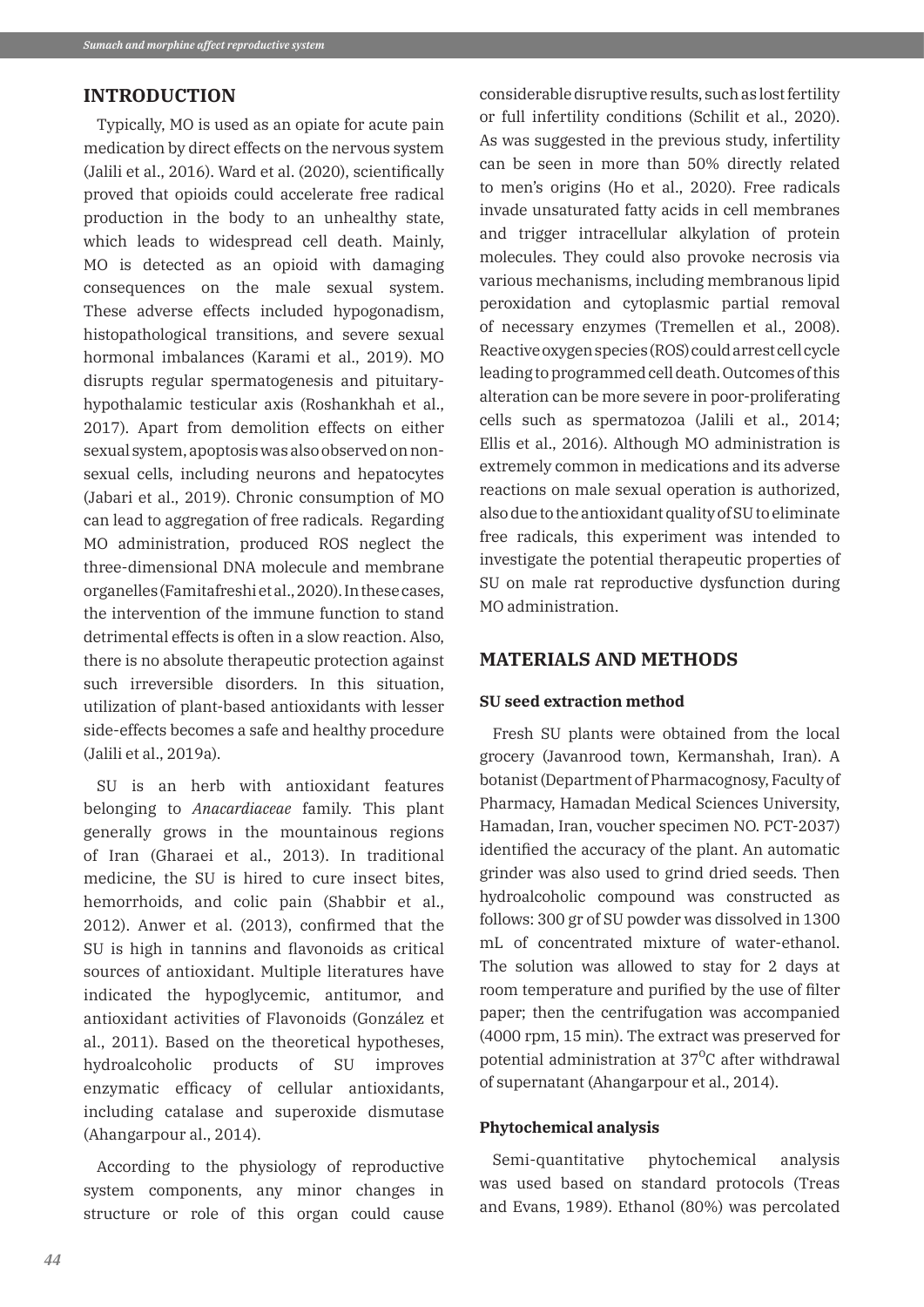## INTRODUCTION

Typically, MO is used as an opiate for acute pain medication by direct effects on the nervous system (Jalili et al., 2016). Ward et al. (2020), scientifically proved that opioids could accelerate free radical production in the body to an unhealthy state, which leads to widespread cell death. Mainly, MO is detected as an opioid with damaging consequences on the male sexual system. These adverse effects included hypogonadism, histopathological transitions, and severe sexual hormonal imbalances (Karami et al., 2019). MO disrupts regular spermatogenesis and pituitary-hypothalamic testicular axis (Roshankhah et al., 2017). Apart from demolition effects on either sexual system, apoptosis was also observed on non-sexual cells, including neurons and hepatocytes (Jabari et al., 2019). Chronic consumption of MO can lead to aggregation of free radicals. Regarding MO administration, produced ROS neglect the three-dimensional DNA molecule and membrane organelles (Famitafreshi et al., 2020). In these cases, the intervention of the immune function to stand detrimental effects is often in a slow reaction. Also, there is no absolute therapeutic protection against such irreversible disorders. In this situation, utilization of plant-based antioxidants with lesser side-effects becomes a safe and healthy procedure (Jalili et al., 2019a).

SU is an herb with antioxidant features belonging to *Anacardiaceae* family. This plant generally grows in the mountainous regions of Iran (Gharaei et al., 2013). In traditional medicine, the SU is hired to cure insect bites, hemorrhoids, and colic pain (Shabbir et al., 2012). Anwer et al. (2013), confirmed that the SU is high in tannins and flavonoids as critical sources of antioxidant. Multiple literatures have indicated the hypoglycemic, antitumor, and antioxidant activities of Flavonoids (González et al., 2011). Based on the theoretical hypotheses, hydroalcoholic products of SU improves enzymatic efficacy of cellular antioxidants, including catalase and superoxide dismutase (Ahangarpour al., 2014).

According to the physiology of reproductive system components, any minor changes in structure or role of this organ could cause considerable disruptive results, such as lost fertility or full infertility conditions (Schilit et al., 2020). As was suggested in the previous study, infertility can be seen in more than 50% directly related to men's origins (Ho et al., 2020). Free radicals invade unsaturated fatty acids in cell membranes and trigger intracellular alkylation of protein molecules. They could also provoke necrosis via various mechanisms, including membranous lipid peroxidation and cytoplasmic partial removal of necessary enzymes (Tremellen et al., 2008). Reactive oxygen species (ROS) could arrest cell cycle leading to programmed cell death. Outcomes of this alteration can be more severe in poor-proliferating cells such as spermatozoa (Jalili et al., 2014; Ellis et al., 2016). Although MO administration is extremely common in medications and its adverse reactions on male sexual operation is authorized, also due to the antioxidant quality of SU to eliminate free radicals, this experiment was intended to investigate the potential therapeutic properties of SU on male rat reproductive dysfunction during MO administration.

## MATERIALS AND METHODS

### SU seed extraction method

Fresh SU plants were obtained from the local grocery (Javanrood town, Kermanshah, Iran). A botanist (Department of Pharmacognosy, Faculty of Pharmacy, Hamadan Medical Sciences University, Hamadan, Iran, voucher specimen NO. PCT-2037) identified the accuracy of the plant. An automatic grinder was also used to grind dried seeds. Then hydroalcoholic compound was constructed as follows: 300 gr of SU powder was dissolved in 1300 mL of concentrated mixture of water-ethanol. The solution was allowed to stay for 2 days at room temperature and purified by the use of filter paper; then the centrifugation was accompanied (4000 rpm, 15 min). The extract was preserved for potential administration at 37$^{o}$C after withdrawal of supernatant (Ahangarpour et al., 2014).

### Phytochemical analysis

Semi-quantitative phytochemical analysis was used based on standard protocols (Treas and Evans, 1989). Ethanol (80%) was percolated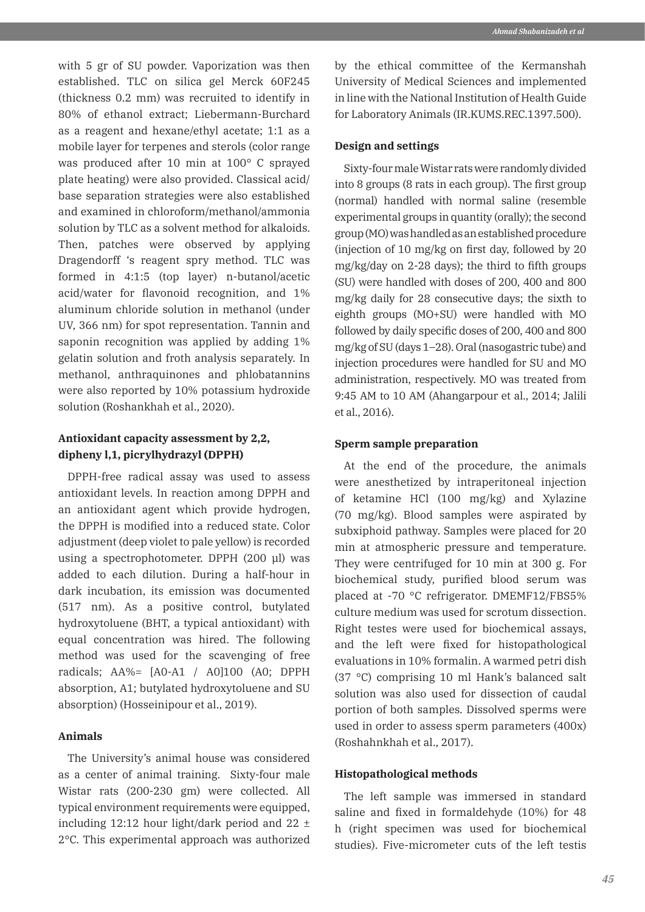with 5 gr of SU powder. Vaporization was then established. TLC on silica gel Merck 60F245 (thickness 0.2 mm) was recruited to identify in 80% of ethanol extract; Liebermann-Burchard as a reagent and hexane/ethyl acetate; 1:1 as a mobile layer for terpenes and sterols (color range was produced after 10 min at 100° C sprayed plate heating) were also provided. Classical acid/base separation strategies were also established and examined in chloroform/methanol/ammonia solution by TLC as a solvent method for alkaloids. Then, patches were observed by applying Dragendorff 's reagent spry method. TLC was formed in 4:1:5 (top layer) n-butanol/acetic acid/water for flavonoid recognition, and 1% aluminum chloride solution in methanol (under UV, 366 nm) for spot representation. Tannin and saponin recognition was applied by adding 1% gelatin solution and froth analysis separately. In methanol, anthraquinones and phlobatannins were also reported by 10% potassium hydroxide solution (Roshankhah et al., 2020).

### Antioxidant capacity assessment by 2,2, dipheny l,1, picrylhydrazyl (DPPH)

DPPH-free radical assay was used to assess antioxidant levels. In reaction among DPPH and an antioxidant agent which provide hydrogen, the DPPH is modified into a reduced state. Color adjustment (deep violet to pale yellow) is recorded using a spectrophotometer. DPPH (200 µl) was added to each dilution. During a half-hour in dark incubation, its emission was documented (517 nm). As a positive control, butylated hydroxytoluene (BHT, a typical antioxidant) with equal concentration was hired. The following method was used for the scavenging of free radicals; AA%= [A0-A1 / A0]100 (A0; DPPH absorption, A1; butylated hydroxytoluene and SU absorption) (Hosseinipour et al., 2019).

### Animals

The University's animal house was considered as a center of animal training. Sixty-four male Wistar rats (200-230 gm) were collected. All typical environment requirements were equipped, including 12:12 hour light/dark period and 22 ± 2°C. This experimental approach was authorized by the ethical committee of the Kermanshah University of Medical Sciences and implemented in line with the National Institution of Health Guide for Laboratory Animals (IR.KUMS.REC.1397.500).

### Design and settings

Sixty-four male Wistar rats were randomly divided into 8 groups (8 rats in each group). The first group (normal) handled with normal saline (resemble experimental groups in quantity (orally); the second group (MO) was handled as an established procedure (injection of 10 mg/kg on first day, followed by 20 mg/kg/day on 2-28 days); the third to fifth groups (SU) were handled with doses of 200, 400 and 800 mg/kg daily for 28 consecutive days; the sixth to eighth groups (MO+SU) were handled with MO followed by daily specific doses of 200, 400 and 800 mg/kg of SU (days 1–28). Oral (nasogastric tube) and injection procedures were handled for SU and MO administration, respectively. MO was treated from 9:45 AM to 10 AM (Ahangarpour et al., 2014; Jalili et al., 2016).

### Sperm sample preparation

At the end of the procedure, the animals were anesthetized by intraperitoneal injection of ketamine HCl (100 mg/kg) and Xylazine (70 mg/kg). Blood samples were aspirated by subxiphoid pathway. Samples were placed for 20 min at atmospheric pressure and temperature. They were centrifuged for 10 min at 300 g. For biochemical study, purified blood serum was placed at -70 °C refrigerator. DMEMF12/FBS5% culture medium was used for scrotum dissection. Right testes were used for biochemical assays, and the left were fixed for histopathological evaluations in 10% formalin. A warmed petri dish (37 °C) comprising 10 ml Hank's balanced salt solution was also used for dissection of caudal portion of both samples. Dissolved sperms were used in order to assess sperm parameters (400x) (Roshahnkhah et al., 2017).

### Histopathological methods

The left sample was immersed in standard saline and fixed in formaldehyde (10%) for 48 h (right specimen was used for biochemical studies). Five-micrometer cuts of the left testis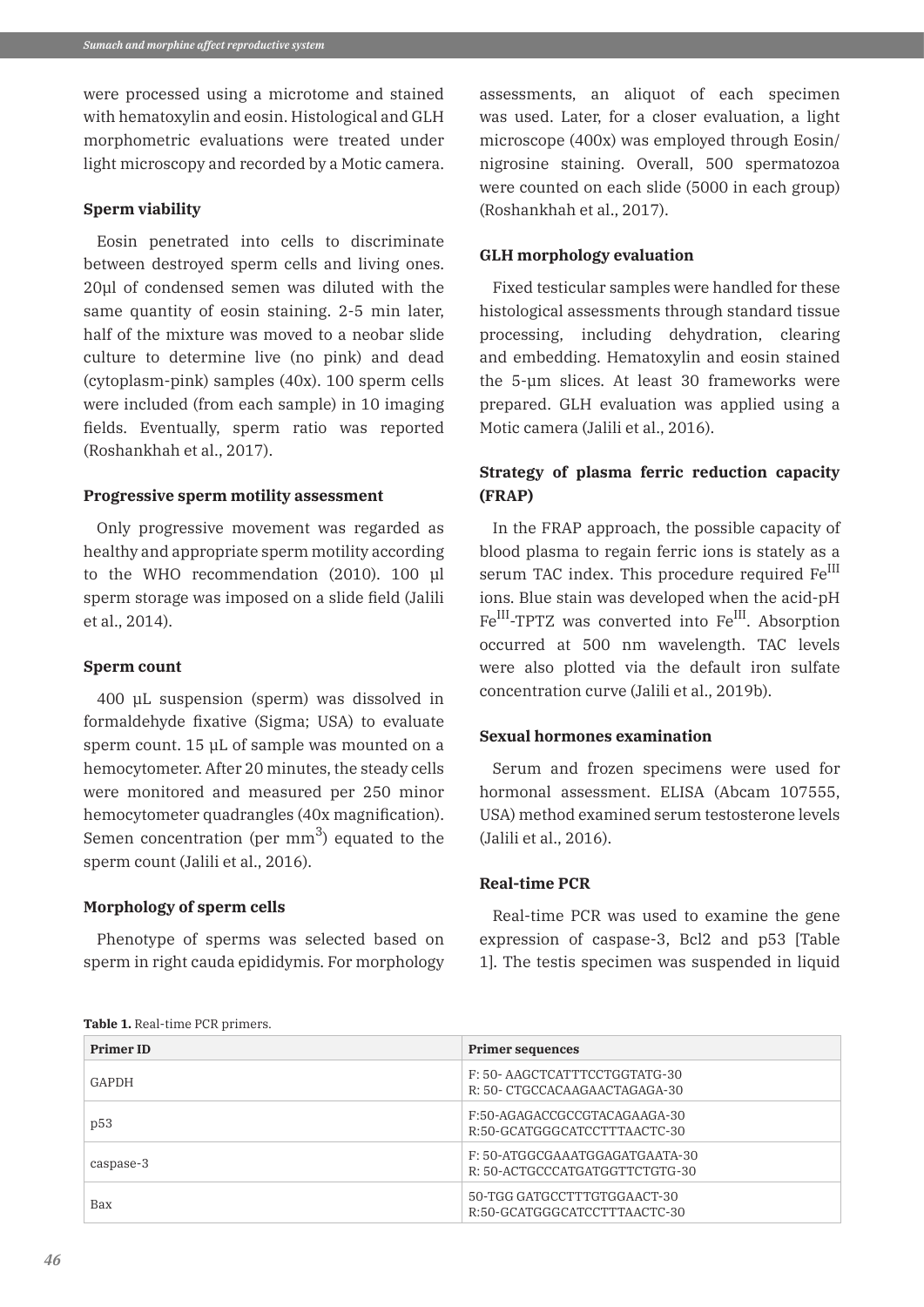were processed using a microtome and stained with hematoxylin and eosin. Histological and GLH morphometric evaluations were treated under light microscopy and recorded by a Motic camera.

### Sperm viability

Eosin penetrated into cells to discriminate between destroyed sperm cells and living ones. 20µl of condensed semen was diluted with the same quantity of eosin staining. 2-5 min later, half of the mixture was moved to a neobar slide culture to determine live (no pink) and dead (cytoplasm-pink) samples (40x). 100 sperm cells were included (from each sample) in 10 imaging fields. Eventually, sperm ratio was reported (Roshankhah et al., 2017).

### Progressive sperm motility assessment

Only progressive movement was regarded as healthy and appropriate sperm motility according to the WHO recommendation (2010). 100 µl sperm storage was imposed on a slide field (Jalili et al., 2014).

### Sperm count

400 µL suspension (sperm) was dissolved in formaldehyde fixative (Sigma; USA) to evaluate sperm count. 15 µL of sample was mounted on a hemocytometer. After 20 minutes, the steady cells were monitored and measured per 250 minor hemocytometer quadrangles (40x magnification). Semen concentration (per $mm^3$) equated to the sperm count (Jalili et al., 2016).

### Morphology of sperm cells

Phenotype of sperms was selected based on sperm in right cauda epididymis. For morphology assessments, an aliquot of each specimen was used. Later, for a closer evaluation, a light microscope (400x) was employed through Eosin/nigrosine staining. Overall, 500 spermatozoa were counted on each slide (5000 in each group) (Roshankhah et al., 2017).

### GLH morphology evaluation

Fixed testicular samples were handled for these histological assessments through standard tissue processing, including dehydration, clearing and embedding. Hematoxylin and eosin stained the 5-µm slices. At least 30 frameworks were prepared. GLH evaluation was applied using a Motic camera (Jalili et al., 2016).

### Strategy of plasma ferric reduction capacity (FRAP)

In the FRAP approach, the possible capacity of blood plasma to regain ferric ions is stately as a serum TAC index. This procedure required $Fe^{III}$ ions. Blue stain was developed when the acid-pH $Fe^{III}$-TPTZ was converted into $Fe^{III}$. Absorption occurred at 500 nm wavelength. TAC levels were also plotted via the default iron sulfate concentration curve (Jalili et al., 2019b).

### Sexual hormones examination

Serum and frozen specimens were used for hormonal assessment. ELISA (Abcam 107555, USA) method examined serum testosterone levels (Jalili et al., 2016).

### Real-time PCR

Real-time PCR was used to examine the gene expression of caspase-3, Bcl2 and p53 [Table 1]. The testis specimen was suspended in liquid

**Table 1.** Real-time PCR primers.

| Primer ID | Primer sequences |
|---|---|
| GAPDH | F: 50- AAGCTCATTTCCTGGTATG-30<br>R: 50- CTGCCACAAGAACTAGAGA-30 |
| p53 | F:50-AGAGACCGCCGTACAGAAGA-30<br>R:50-GCATGGGCATCCTTTAACTC-30 |
| caspase-3 | F: 50-ATGGCGAAATGGAGATGAATA-30<br>R: 50-ACTGCCCATGATGGTTCTGTG-30 |
| Bax | 50-TGG GATGCCTTTGTGGAACT-30<br>R:50-GCATGGGCATCCTTTAACTC-30 |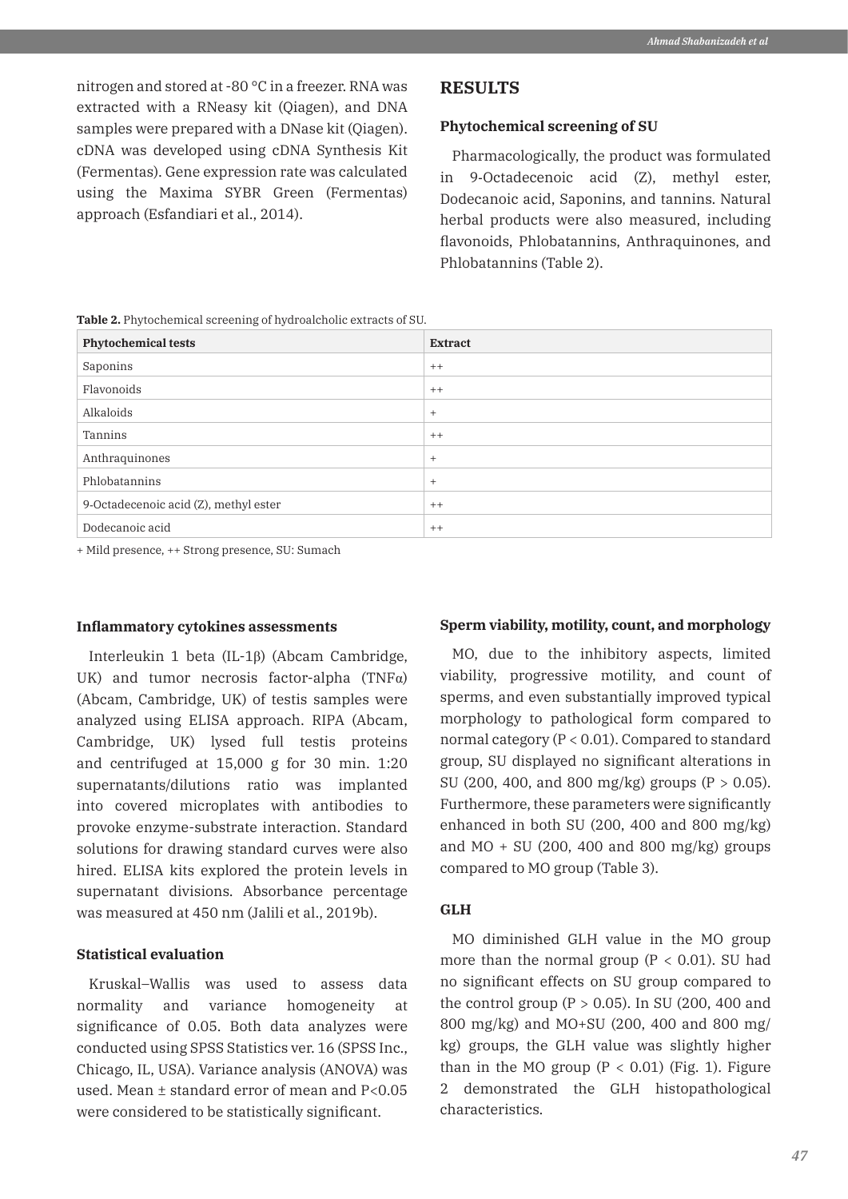nitrogen and stored at -80 °C in a freezer. RNA was extracted with a RNeasy kit (Qiagen), and DNA samples were prepared with a DNase kit (Qiagen). cDNA was developed using cDNA Synthesis Kit (Fermentas). Gene expression rate was calculated using the Maxima SYBR Green (Fermentas) approach (Esfandiari et al., 2014).

## RESULTS

### Phytochemical screening of SU

Pharmacologically, the product was formulated in 9-Octadecenoic acid (Z), methyl ester, Dodecanoic acid, Saponins, and tannins. Natural herbal products were also measured, including flavonoids, Phlobatannins, Anthraquinones, and Phlobatannins (Table 2).

**Table 2.** Phytochemical screening of hydroalcholic extracts of SU.

| Phytochemical tests | Extract |
|---|---|
| Saponins | ++ |
| Flavonoids | ++ |
| Alkaloids | + |
| Tannins | ++ |
| Anthraquinones | + |
| Phlobatannins | + |
| 9-Octadecenoic acid (Z), methyl ester | ++ |
| Dodecanoic acid | ++ |

+ Mild presence, ++ Strong presence, SU: Sumach

### Inflammatory cytokines assessments

Interleukin 1 beta (IL-1β) (Abcam Cambridge, UK) and tumor necrosis factor-alpha (TNFα) (Abcam, Cambridge, UK) of testis samples were analyzed using ELISA approach. RIPA (Abcam, Cambridge, UK) lysed full testis proteins and centrifuged at 15,000 g for 30 min. 1:20 supernatants/dilutions ratio was implanted into covered microplates with antibodies to provoke enzyme-substrate interaction. Standard solutions for drawing standard curves were also hired. ELISA kits explored the protein levels in supernatant divisions. Absorbance percentage was measured at 450 nm (Jalili et al., 2019b).

### Statistical evaluation

Kruskal–Wallis was used to assess data normality and variance homogeneity at significance of 0.05. Both data analyzes were conducted using SPSS Statistics ver. 16 (SPSS Inc., Chicago, IL, USA). Variance analysis (ANOVA) was used. Mean ± standard error of mean and $P<0.05$ were considered to be statistically significant.

### Sperm viability, motility, count, and morphology

MO, due to the inhibitory aspects, limited viability, progressive motility, and count of sperms, and even substantially improved typical morphology to pathological form compared to normal category ($P < 0.01$). Compared to standard group, SU displayed no significant alterations in SU (200, 400, and 800 mg/kg) groups ($P > 0.05$). Furthermore, these parameters were significantly enhanced in both SU (200, 400 and 800 mg/kg) and MO + SU (200, 400 and 800 mg/kg) groups compared to MO group (Table 3).

### GLH

MO diminished GLH value in the MO group more than the normal group ($P < 0.01$). SU had no significant effects on SU group compared to the control group ($P > 0.05$). In SU (200, 400 and 800 mg/kg) and MO+SU (200, 400 and 800 mg/kg) groups, the GLH value was slightly higher than in the MO group ($P < 0.01$) (Fig. 1). Figure 2 demonstrated the GLH histopathological characteristics.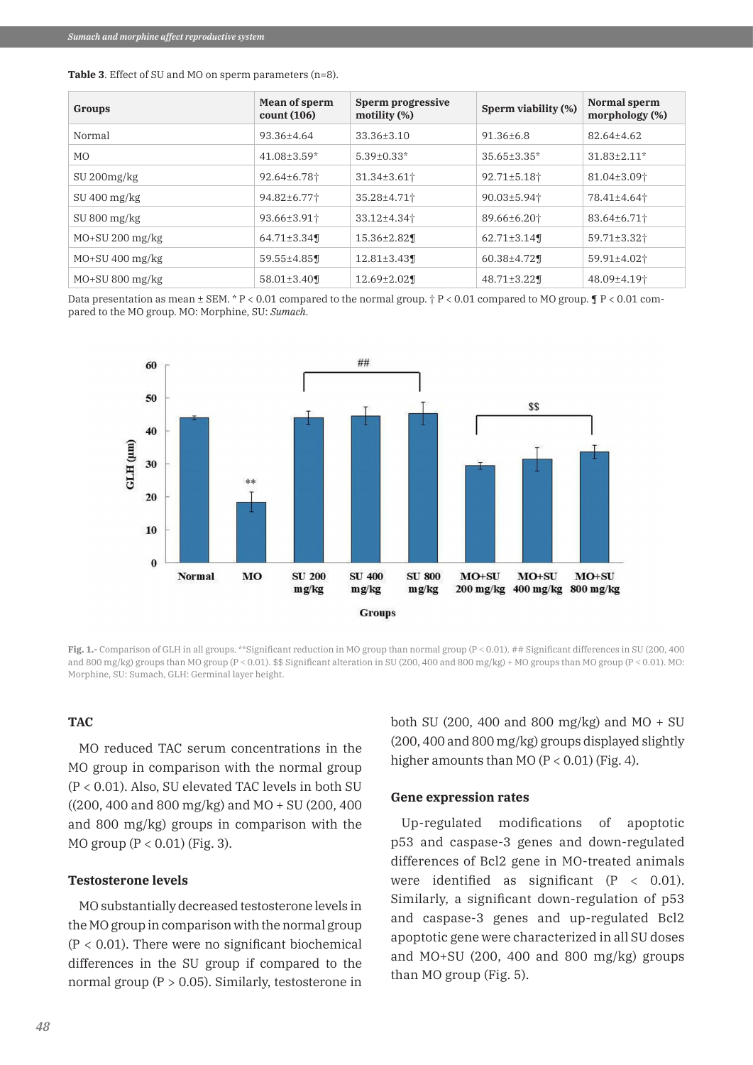**Table 3**. Effect of SU and MO on sperm parameters (n=8).

| Groups | Mean of sperm count (106) | Sperm progressive motility (%) | Sperm viability (%) | Normal sperm morphology (%) |
|---|---|---|---|---|
| Normal | 93.36±4.64 | 33.36±3.10 | 91.36±6.8 | 82.64±4.62 |
| MO | 41.08±3.59* | 5.39±0.33* | 35.65±3.35* | 31.83±2.11* |
| SU 200mg/kg | 92.64±6.78† | 31.34±3.61† | 92.71±5.18† | 81.04±3.09† |
| SU 400 mg/kg | 94.82±6.77† | 35.28±4.71† | 90.03±5.94† | 78.41±4.64† |
| SU 800 mg/kg | 93.66±3.91† | 33.12±4.34† | 89.66±6.20† | 83.64±6.71† |
| MO+SU 200 mg/kg | 64.71±3.34¶ | 15.36±2.82¶ | 62.71±3.14¶ | 59.71±3.32† |
| MO+SU 400 mg/kg | 59.55±4.85¶ | 12.81±3.43¶ | 60.38±4.72¶ | 59.91±4.02† |
| MO+SU 800 mg/kg | 58.01±3.40¶ | 12.69±2.02¶ | 48.71±3.22¶ | 48.09±4.19† |

Data presentation as mean ± SEM. * P < 0.01 compared to the normal group. † P < 0.01 compared to MO group. ¶ P < 0.01 compared to the MO group. MO: Morphine, SU: *Sumach*.

**Fig. 1.-** Comparison of GLH in all groups. **Significant reduction in MO group than normal group (P < 0.01). ## Significant differences in SU (200, 400 and 800 mg/kg) groups than MO group (P < 0.01). $$ Significant alteration in SU (200, 400 and 800 mg/kg) + MO groups than MO group (P < 0.01). MO: Morphine, SU: Sumach, GLH: Germinal layer height.

### TAC

MO reduced TAC serum concentrations in the MO group in comparison with the normal group (P < 0.01). Also, SU elevated TAC levels in both SU ((200, 400 and 800 mg/kg) and MO + SU (200, 400 and 800 mg/kg) groups in comparison with the MO group (P < 0.01) (Fig. 3).

### Testosterone levels

MO substantially decreased testosterone levels in the MO group in comparison with the normal group (P < 0.01). There were no significant biochemical differences in the SU group if compared to the normal group (P > 0.05). Similarly, testosterone in both SU (200, 400 and 800 mg/kg) and MO + SU (200, 400 and 800 mg/kg) groups displayed slightly higher amounts than MO (P < 0.01) (Fig. 4).

### Gene expression rates

Up-regulated modifications of apoptotic p53 and caspase-3 genes and down-regulated differences of Bcl2 gene in MO-treated animals were identified as significant (P < 0.01). Similarly, a significant down-regulation of p53 and caspase-3 genes and up-regulated Bcl2 apoptotic gene were characterized in all SU doses and MO+SU (200, 400 and 800 mg/kg) groups than MO group (Fig. 5).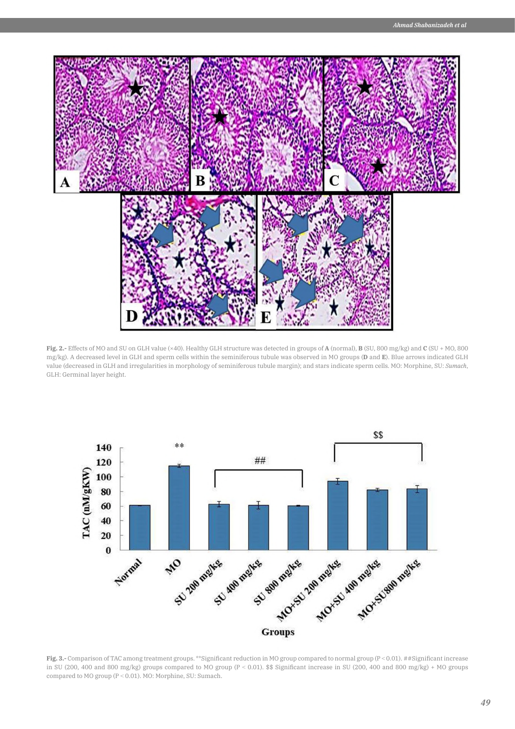**Fig. 2.-** Effects of MO and SU on GLH value (×40). Healthy GLH structure was detected in groups of **A** (normal), **B** (SU, 800 mg/kg) and **C** (SU + MO, 800 mg/kg). A decreased level in GLH and sperm cells within the seminiferous tubule was observed in MO groups (**D** and **E**). Blue arrows indicated GLH value (decreased in GLH and irregularities in morphology of seminiferous tubule margin); and stars indicate sperm cells. MO: Morphine, SU: *Sumach*, GLH: Germinal layer height.

**Fig. 3.-** Comparison of TAC among treatment groups. **Significant reduction in MO group compared to normal group (P < 0.01). ##Significant increase in SU (200, 400 and 800 mg/kg) groups compared to MO group (P < 0.01). $$ Significant increase in SU (200, 400 and 800 mg/kg) + MO groups compared to MO group (P < 0.01). MO: Morphine, SU: Sumach.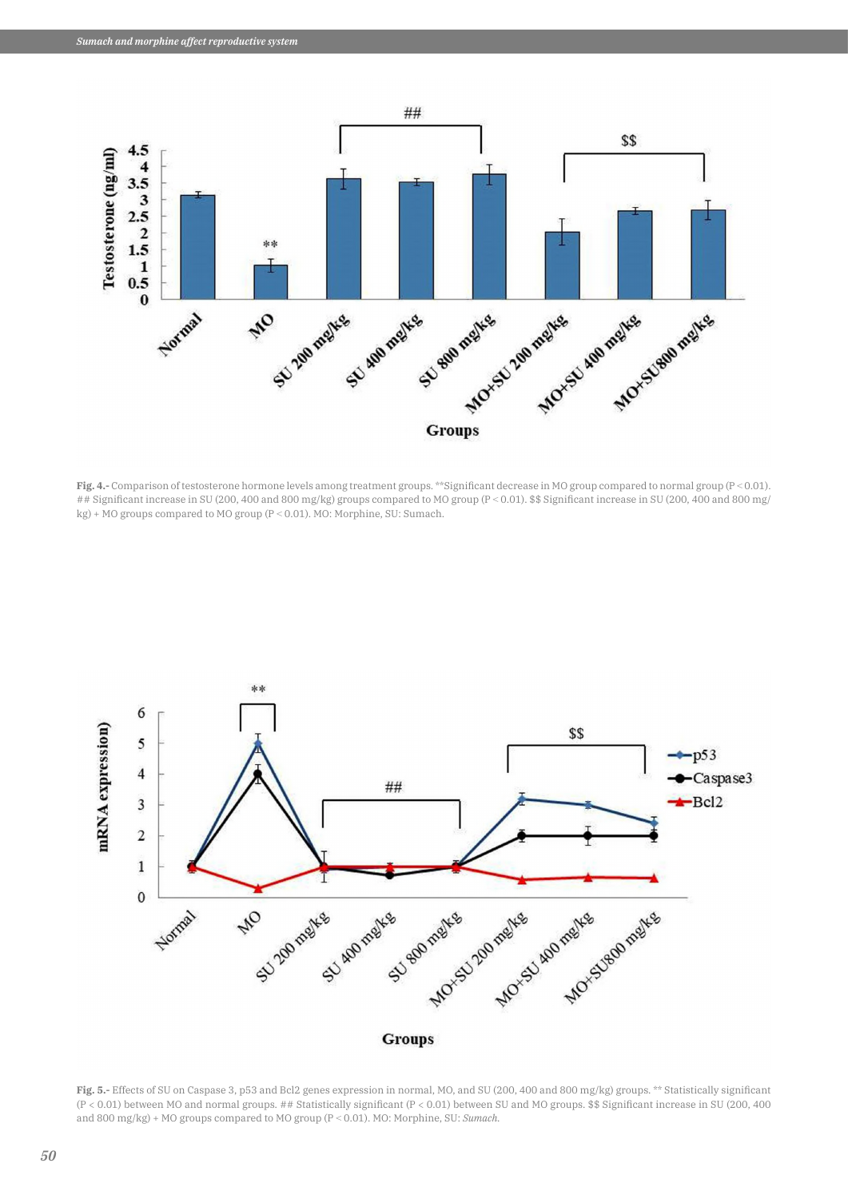**Fig. 4.-** Comparison of testosterone hormone levels among treatment groups. **Significant decrease in MO group compared to normal group (P < 0.01). ## Significant increase in SU (200, 400 and 800 mg/kg) groups compared to MO group (P < 0.01). $$ Significant increase in SU (200, 400 and 800 mg/kg) + MO groups compared to MO group (P < 0.01). MO: Morphine, SU: Sumach.

**Fig. 5.-** Effects of SU on Caspase 3, p53 and Bcl2 genes expression in normal, MO, and SU (200, 400 and 800 mg/kg) groups. ** Statistically significant (P < 0.01) between MO and normal groups. ## Statistically significant (P < 0.01) between SU and MO groups. $$ Significant increase in SU (200, 400 and 800 mg/kg) + MO groups compared to MO group (P < 0.01). MO: Morphine, SU: *Sumach*.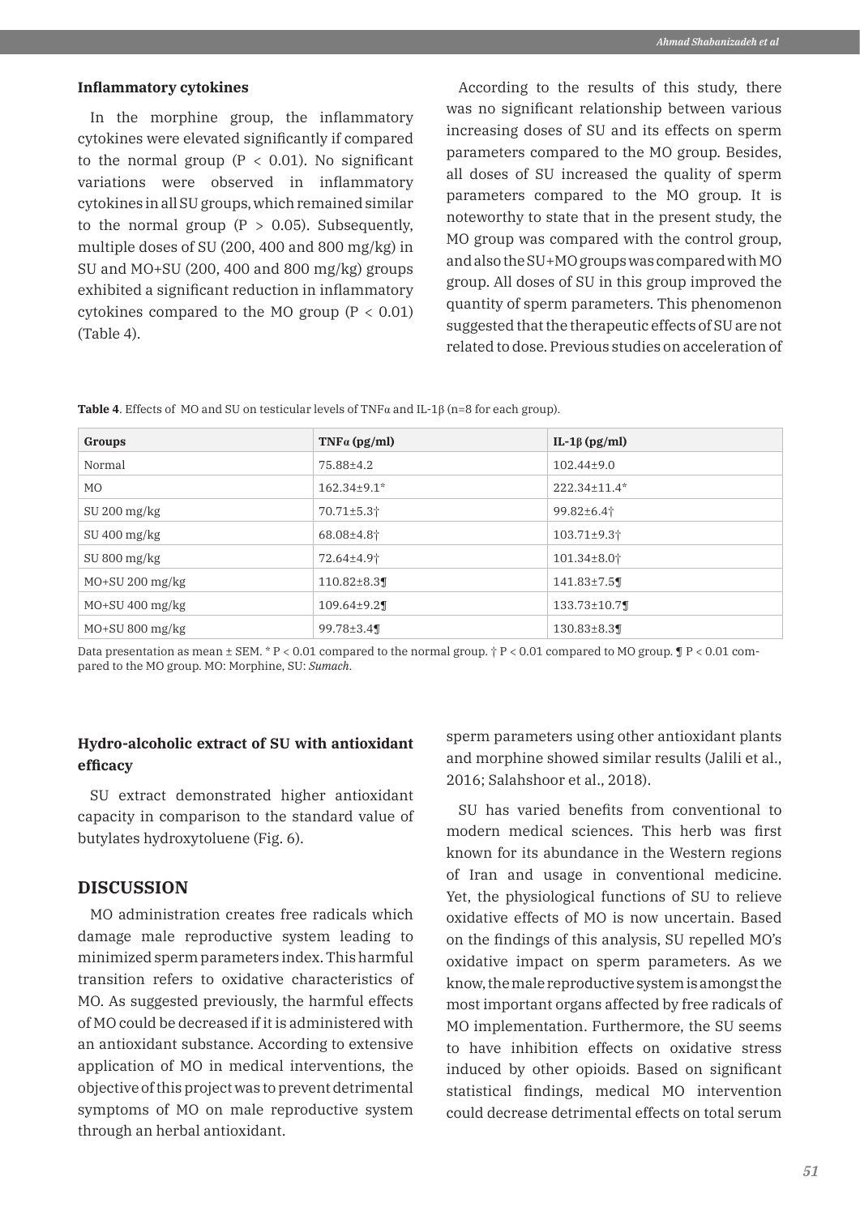### Inflammatory cytokines

In the morphine group, the inflammatory cytokines were elevated significantly if compared to the normal group ($P < 0.01$). No significant variations were observed in inflammatory cytokines in all SU groups, which remained similar to the normal group ($P > 0.05$). Subsequently, multiple doses of SU (200, 400 and 800 mg/kg) in SU and MO+SU (200, 400 and 800 mg/kg) groups exhibited a significant reduction in inflammatory cytokines compared to the MO group ($P < 0.01$) (Table 4).

According to the results of this study, there was no significant relationship between various increasing doses of SU and its effects on sperm parameters compared to the MO group. Besides, all doses of SU increased the quality of sperm parameters compared to the MO group. It is noteworthy to state that in the present study, the MO group was compared with the control group, and also the SU+MO groups was compared with MO group. All doses of SU in this group improved the quantity of sperm parameters. This phenomenon suggested that the therapeutic effects of SU are not related to dose. Previous studies on acceleration of sperm parameters using other antioxidant plants and morphine showed similar results (Jalili et al., 2016; Salahshoor et al., 2018).

**Table 4**. Effects of MO and SU on testicular levels of TNFα and IL-1β (n=8 for each group).

| Groups | TNFα (pg/ml) | IL-1β (pg/ml) |
|---|---|---|
| Normal | 75.88±4.2 | 102.44±9.0 |
| MO | 162.34±9.1* | 222.34±11.4* |
| SU 200 mg/kg | 70.71±5.3† | 99.82±6.4† |
| SU 400 mg/kg | 68.08±4.8† | 103.71±9.3† |
| SU 800 mg/kg | 72.64±4.9† | 101.34±8.0† |
| MO+SU 200 mg/kg | 110.82±8.3¶ | 141.83±7.5¶ |
| MO+SU 400 mg/kg | 109.64±9.2¶ | 133.73±10.7¶ |
| MO+SU 800 mg/kg | 99.78±3.4¶ | 130.83±8.3¶ |

Data presentation as mean ± SEM. * $P < 0.01$ compared to the normal group. † $P < 0.01$ compared to MO group. ¶ $P < 0.01$ compared to the MO group. MO: Morphine, SU: *Sumach*.

### Hydro-alcoholic extract of SU with antioxidant efficacy

SU extract demonstrated higher antioxidant capacity in comparison to the standard value of butylates hydroxytoluene (Fig. 6).

## DISCUSSION

MO administration creates free radicals which damage male reproductive system leading to minimized sperm parameters index. This harmful transition refers to oxidative characteristics of MO. As suggested previously, the harmful effects of MO could be decreased if it is administered with an antioxidant substance. According to extensive application of MO in medical interventions, the objective of this project was to prevent detrimental symptoms of MO on male reproductive system through an herbal antioxidant.

SU has varied benefits from conventional to modern medical sciences. This herb was first known for its abundance in the Western regions of Iran and usage in conventional medicine. Yet, the physiological functions of SU to relieve oxidative effects of MO is now uncertain. Based on the findings of this analysis, SU repelled MO's oxidative impact on sperm parameters. As we know, the male reproductive system is amongst the most important organs affected by free radicals of MO implementation. Furthermore, the SU seems to have inhibition effects on oxidative stress induced by other opioids. Based on significant statistical findings, medical MO intervention could decrease detrimental effects on total serum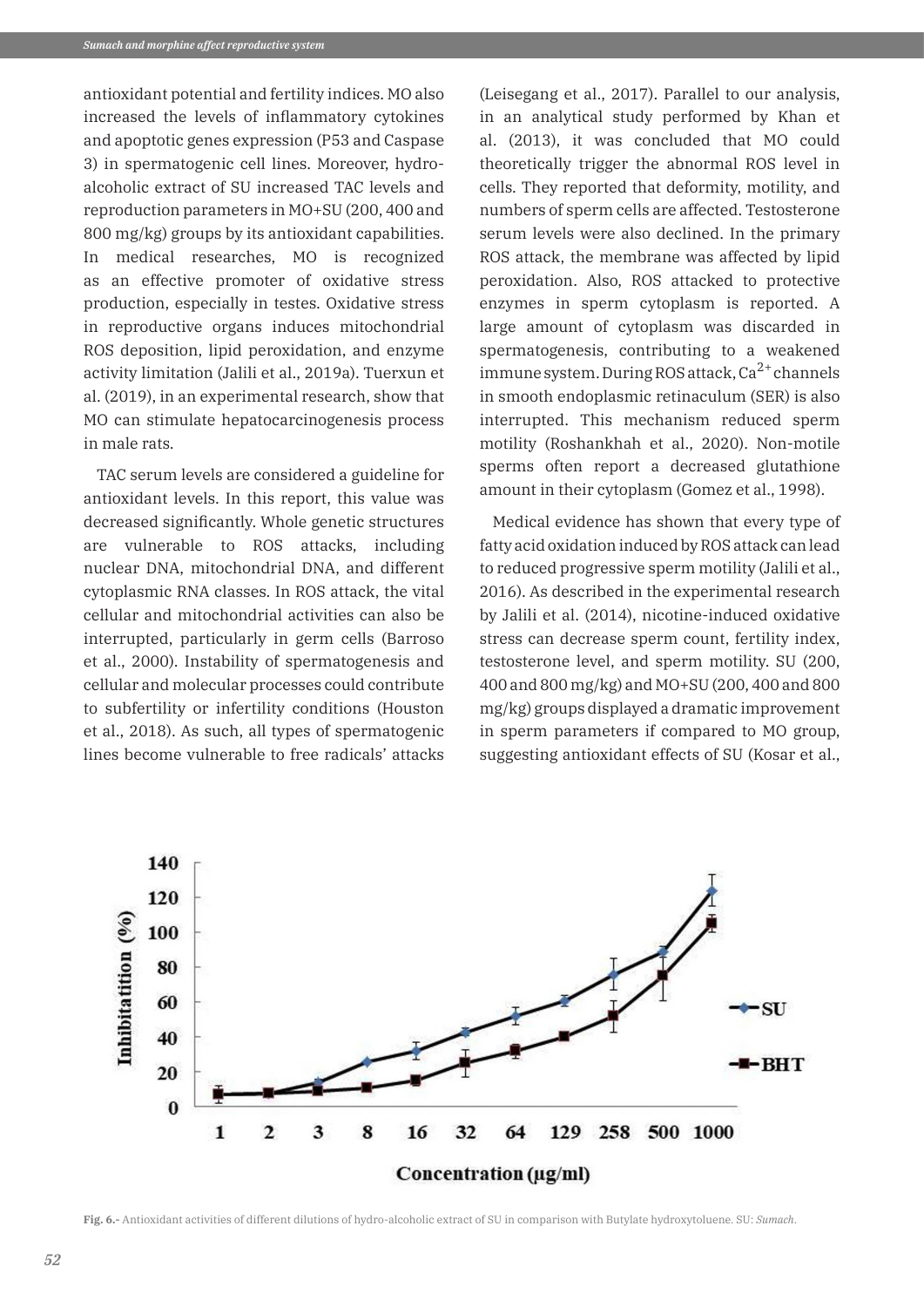antioxidant potential and fertility indices. MO also increased the levels of inflammatory cytokines and apoptotic genes expression (P53 and Caspase 3) in spermatogenic cell lines. Moreover, hydro-alcoholic extract of SU increased TAC levels and reproduction parameters in MO+SU (200, 400 and 800 mg/kg) groups by its antioxidant capabilities. In medical researches, MO is recognized as an effective promoter of oxidative stress production, especially in testes. Oxidative stress in reproductive organs induces mitochondrial ROS deposition, lipid peroxidation, and enzyme activity limitation (Jalili et al., 2019a). Tuerxun et al. (2019), in an experimental research, show that MO can stimulate hepatocarcinogenesis process in male rats.

TAC serum levels are considered a guideline for antioxidant levels. In this report, this value was decreased significantly. Whole genetic structures are vulnerable to ROS attacks, including nuclear DNA, mitochondrial DNA, and different cytoplasmic RNA classes. In ROS attack, the vital cellular and mitochondrial activities can also be interrupted, particularly in germ cells (Barroso et al., 2000). Instability of spermatogenesis and cellular and molecular processes could contribute to subfertility or infertility conditions (Houston et al., 2018). As such, all types of spermatogenic lines become vulnerable to free radicals' attacks (Leisegang et al., 2017). Parallel to our analysis, in an analytical study performed by Khan et al. (2013), it was concluded that MO could theoretically trigger the abnormal ROS level in cells. They reported that deformity, motility, and numbers of sperm cells are affected. Testosterone serum levels were also declined. In the primary ROS attack, the membrane was affected by lipid peroxidation. Also, ROS attacked to protective enzymes in sperm cytoplasm is reported. A large amount of cytoplasm was discarded in spermatogenesis, contributing to a weakened immune system. During ROS attack, $Ca^{2+}$ channels in smooth endoplasmic retinaculum (SER) is also interrupted. This mechanism reduced sperm motility (Roshankhah et al., 2020). Non-motile sperms often report a decreased glutathione amount in their cytoplasm (Gomez et al., 1998).

Medical evidence has shown that every type of fatty acid oxidation induced by ROS attack can lead to reduced progressive sperm motility (Jalili et al., 2016). As described in the experimental research by Jalili et al. (2014), nicotine-induced oxidative stress can decrease sperm count, fertility index, testosterone level, and sperm motility. SU (200, 400 and 800 mg/kg) and MO+SU (200, 400 and 800 mg/kg) groups displayed a dramatic improvement in sperm parameters if compared to MO group, suggesting antioxidant effects of SU (Kosar et al.,

**Fig. 6.-** Antioxidant activities of different dilutions of hydro-alcoholic extract of SU in comparison with Butylate hydroxytoluene. SU: *Sumach*.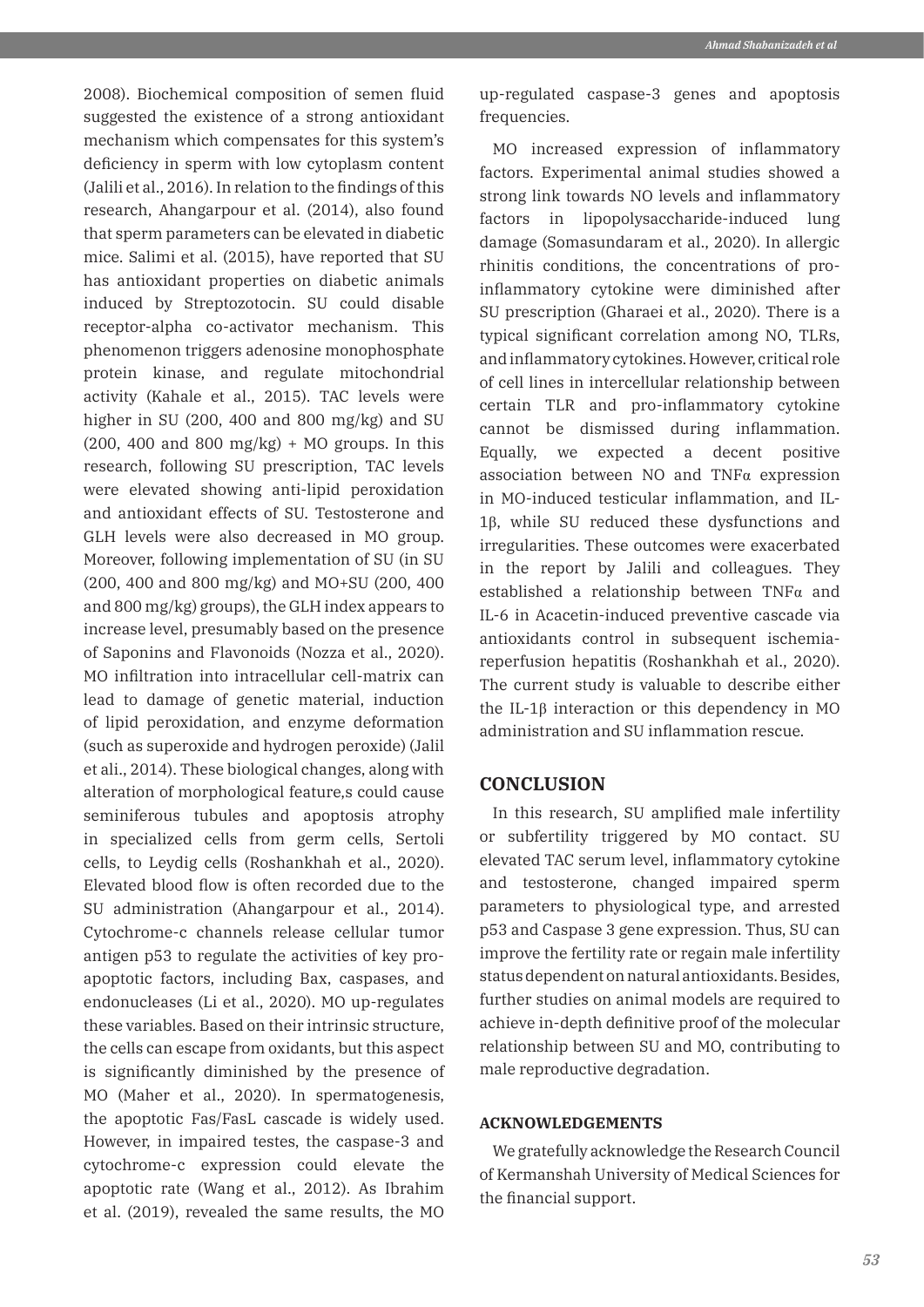2008). Biochemical composition of semen fluid suggested the existence of a strong antioxidant mechanism which compensates for this system's deficiency in sperm with low cytoplasm content (Jalili et al., 2016). In relation to the findings of this research, Ahangarpour et al. (2014), also found that sperm parameters can be elevated in diabetic mice. Salimi et al. (2015), have reported that SU has antioxidant properties on diabetic animals induced by Streptozotocin. SU could disable receptor-alpha co-activator mechanism. This phenomenon triggers adenosine monophosphate protein kinase, and regulate mitochondrial activity (Kahale et al., 2015). TAC levels were higher in SU (200, 400 and 800 mg/kg) and SU (200, 400 and 800 mg/kg) + MO groups. In this research, following SU prescription, TAC levels were elevated showing anti-lipid peroxidation and antioxidant effects of SU. Testosterone and GLH levels were also decreased in MO group. Moreover, following implementation of SU (in SU (200, 400 and 800 mg/kg) and MO+SU (200, 400 and 800 mg/kg) groups), the GLH index appears to increase level, presumably based on the presence of Saponins and Flavonoids (Nozza et al., 2020). MO infiltration into intracellular cell-matrix can lead to damage of genetic material, induction of lipid peroxidation, and enzyme deformation (such as superoxide and hydrogen peroxide) (Jalil et ali., 2014). These biological changes, along with alteration of morphological feature,s could cause seminiferous tubules and apoptosis atrophy in specialized cells from germ cells, Sertoli cells, to Leydig cells (Roshankhah et al., 2020). Elevated blood flow is often recorded due to the SU administration (Ahangarpour et al., 2014). Cytochrome-c channels release cellular tumor antigen p53 to regulate the activities of key pro-apoptotic factors, including Bax, caspases, and endonucleases (Li et al., 2020). MO up-regulates these variables. Based on their intrinsic structure, the cells can escape from oxidants, but this aspect is significantly diminished by the presence of MO (Maher et al., 2020). In spermatogenesis, the apoptotic Fas/FasL cascade is widely used. However, in impaired testes, the caspase-3 and cytochrome-c expression could elevate the apoptotic rate (Wang et al., 2012). As Ibrahim et al. (2019), revealed the same results, the MO up-regulated caspase-3 genes and apoptosis frequencies.

MO increased expression of inflammatory factors. Experimental animal studies showed a strong link towards NO levels and inflammatory factors in lipopolysaccharide-induced lung damage (Somasundaram et al., 2020). In allergic rhinitis conditions, the concentrations of pro-inflammatory cytokine were diminished after SU prescription (Gharaei et al., 2020). There is a typical significant correlation among NO, TLRs, and inflammatory cytokines. However, critical role of cell lines in intercellular relationship between certain TLR and pro-inflammatory cytokine cannot be dismissed during inflammation. Equally, we expected a decent positive association between NO and TNFα expression in MO-induced testicular inflammation, and IL-1β, while SU reduced these dysfunctions and irregularities. These outcomes were exacerbated in the report by Jalili and colleagues. They established a relationship between TNFα and IL-6 in Acacetin-induced preventive cascade via antioxidants control in subsequent ischemia-reperfusion hepatitis (Roshankhah et al., 2020). The current study is valuable to describe either the IL-1β interaction or this dependency in MO administration and SU inflammation rescue.

## CONCLUSION

In this research, SU amplified male infertility or subfertility triggered by MO contact. SU elevated TAC serum level, inflammatory cytokine and testosterone, changed impaired sperm parameters to physiological type, and arrested p53 and Caspase 3 gene expression. Thus, SU can improve the fertility rate or regain male infertility status dependent on natural antioxidants. Besides, further studies on animal models are required to achieve in-depth definitive proof of the molecular relationship between SU and MO, contributing to male reproductive degradation.

### ACKNOWLEDGEMENTS

We gratefully acknowledge the Research Council of Kermanshah University of Medical Sciences for the financial support.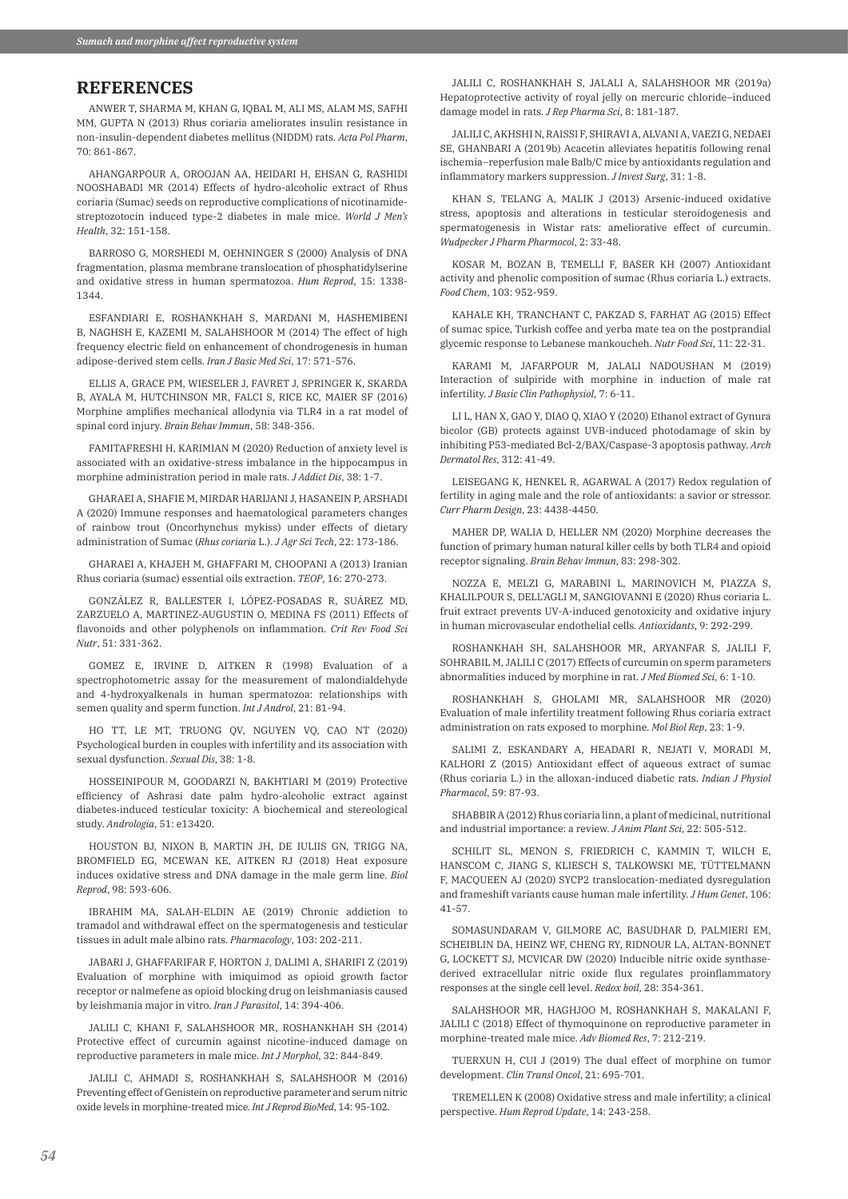## REFERENCES

ANWER T, SHARMA M, KHAN G, IQBAL M, ALI MS, ALAM MS, SAFHI MM, GUPTA N (2013) Rhus coriaria ameliorates insulin resistance in non-insulin-dependent diabetes mellitus (NIDDM) rats. *Acta Pol Pharm*, 70: 861-867.

AHANGARPOUR A, OROOJAN AA, HEIDARI H, EHSAN G, RASHIDI NOOSHABADI MR (2014) Effects of hydro-alcoholic extract of Rhus coriaria (Sumac) seeds on reproductive complications of nicotinamide-streptozotocin induced type-2 diabetes in male mice. *World J Men's Health*, 32: 151-158.

BARROSO G, MORSHEDI M, OEHNINGER S (2000) Analysis of DNA fragmentation, plasma membrane translocation of phosphatidylserine and oxidative stress in human spermatozoa. *Hum Reprod*, 15: 1338-1344.

ESFANDIARI E, ROSHANKHAH S, MARDANI M, HASHEMIBENI B, NAGHSH E, KAZEMI M, SALAHSHOOR M (2014) The effect of high frequency electric field on enhancement of chondrogenesis in human adipose-derived stem cells. *Iran J Basic Med Sci*, 17: 571-576.

ELLIS A, GRACE PM, WIESELER J, FAVRET J, SPRINGER K, SKARDA B, AYALA M, HUTCHINSON MR, FALCI S, RICE KC, MAIER SF (2016) Morphine amplifies mechanical allodynia via TLR4 in a rat model of spinal cord injury. *Brain Behav Immun*, 58: 348-356.

FAMITAFRESHI H, KARIMIAN M (2020) Reduction of anxiety level is associated with an oxidative-stress imbalance in the hippocampus in morphine administration period in male rats. *J Addict Dis*, 38: 1-7.

GHARAEI A, SHAFIE M, MIRDAR HARIJANI J, HASANEIN P, ARSHADI A (2020) Immune responses and haematological parameters changes of rainbow trout (Oncorhynchus mykiss) under effects of dietary administration of Sumac (*Rhus coriaria* L.). *J Agr Sci Tech*, 22: 173-186.

GHARAEI A, KHAJEH M, GHAFFARI M, CHOOPANI A (2013) Iranian Rhus coriaria (sumac) essential oils extraction. *TEOP*, 16: 270-273.

GONZÁLEZ R, BALLESTER I, LÓPEZ-POSADAS R, SUÁREZ MD, ZARZUELO A, MARTINEZ-AUGUSTIN O, MEDINA FS (2011) Effects of flavonoids and other polyphenols on inflammation. *Crit Rev Food Sci Nutr*, 51: 331-362.

GOMEZ E, IRVINE D, AITKEN R (1998) Evaluation of a spectrophotometric assay for the measurement of malondialdehyde and 4-hydroxyalkenals in human spermatozoa: relationships with semen quality and sperm function. *Int J Androl*, 21: 81-94.

HO TT, LE MT, TRUONG QV, NGUYEN VQ, CAO NT (2020) Psychological burden in couples with infertility and its association with sexual dysfunction. *Sexual Dis*, 38: 1-8.

HOSSEINIPOUR M, GOODARZI N, BAKHTIARI M (2019) Protective efficiency of Ashrasi date palm hydro-alcoholic extract against diabetes-induced testicular toxicity: A biochemical and stereological study. *Andrologia*, 51: e13420.

HOUSTON BJ, NIXON B, MARTIN JH, DE IULIIS GN, TRIGG NA, BROMFIELD EG, MCEWAN KE, AITKEN RJ (2018) Heat exposure induces oxidative stress and DNA damage in the male germ line. *Biol Reprod*, 98: 593-606.

IBRAHIM MA, SALAH-ELDIN AE (2019) Chronic addiction to tramadol and withdrawal effect on the spermatogenesis and testicular tissues in adult male albino rats. *Pharmacology*, 103: 202-211.

JABARI J, GHAFFARIFAR F, HORTON J, DALIMI A, SHARIFI Z (2019) Evaluation of morphine with imiquimod as opioid growth factor receptor or nalmefene as opioid blocking drug on leishmaniasis caused by leishmania major in vitro. *Iran J Parasitol*, 14: 394-406.

JALILI C, KHANI F, SALAHSHOOR MR, ROSHANKHAH SH (2014) Protective effect of curcumin against nicotine-induced damage on reproductive parameters in male mice. *Int J Morphol*, 32: 844-849.

JALILI C, AHMADI S, ROSHANKHAH S, SALAHSHOOR M (2016) Preventing effect of Genistein on reproductive parameter and serum nitric oxide levels in morphine-treated mice. *Int J Reprod BioMed*, 14: 95-102.

JALILI C, ROSHANKHAH S, JALALI A, SALAHSHOOR MR (2019a) Hepatoprotective activity of royal jelly on mercuric chloride–induced damage model in rats. *J Rep Pharma Sci*, 8: 181-187.

JALILI C, AKHSHI N, RAISSI F, SHIRAVI A, ALVANI A, VAEZI G, NEDAEI SE, GHANBARI A (2019b) Acacetin alleviates hepatitis following renal ischemia–reperfusion male Balb/C mice by antioxidants regulation and inflammatory markers suppression. *J Invest Surg*, 31: 1-8.

KHAN S, TELANG A, MALIK J (2013) Arsenic-induced oxidative stress, apoptosis and alterations in testicular steroidogenesis and spermatogenesis in Wistar rats: ameliorative effect of curcumin. *Wudpecker J Pharm Pharmocol*, 2: 33-48.

KOSAR M, BOZAN B, TEMELLI F, BASER KH (2007) Antioxidant activity and phenolic composition of sumac (Rhus coriaria L.) extracts. *Food Chem*, 103: 952-959.

KAHALE KH, TRANCHANT C, PAKZAD S, FARHAT AG (2015) Effect of sumac spice, Turkish coffee and yerba mate tea on the postprandial glycemic response to Lebanese mankoucheh. *Nutr Food Sci*, 11: 22-31.

KARAMI M, JAFARPOUR M, JALALI NADOUSHAN M (2019) Interaction of sulpiride with morphine in induction of male rat infertility. *J Basic Clin Pathophysiol*, 7: 6-11.

LI L, HAN X, GAO Y, DIAO Q, XIAO Y (2020) Ethanol extract of Gynura bicolor (GB) protects against UVB-induced photodamage of skin by inhibiting P53-mediated Bcl-2/BAX/Caspase-3 apoptosis pathway. *Arch Dermatol Res*, 312: 41-49.

LEISEGANG K, HENKEL R, AGARWAL A (2017) Redox regulation of fertility in aging male and the role of antioxidants: a savior or stressor. *Curr Pharm Design*, 23: 4438-4450.

MAHER DP, WALIA D, HELLER NM (2020) Morphine decreases the function of primary human natural killer cells by both TLR4 and opioid receptor signaling. *Brain Behav Immun*, 83: 298-302.

NOZZA E, MELZI G, MARABINI L, MARINOVICH M, PIAZZA S, KHALILPOUR S, DELL'AGLI M, SANGIOVANNI E (2020) Rhus coriaria L. fruit extract prevents UV-A-induced genotoxicity and oxidative injury in human microvascular endothelial cells. *Antioxidants*, 9: 292-299.

ROSHANKHAH SH, SALAHSHOOR MR, ARYANFAR S, JALILI F, SOHRABIL M, JALILI C (2017) Effects of curcumin on sperm parameters abnormalities induced by morphine in rat. *J Med Biomed Sci*, 6: 1-10.

ROSHANKHAH S, GHOLAMI MR, SALAHSHOOR MR (2020) Evaluation of male infertility treatment following Rhus coriaria extract administration on rats exposed to morphine. *Mol Biol Rep*, 23: 1-9.

SALIMI Z, ESKANDARY A, HEADARI R, NEJATI V, MORADI M, KALHORI Z (2015) Antioxidant effect of aqueous extract of sumac (Rhus coriaria L.) in the alloxan-induced diabetic rats. *Indian J Physiol Pharmacol*, 59: 87-93.

SHABBIR A (2012) Rhus coriaria linn, a plant of medicinal, nutritional and industrial importance: a review. *J Anim Plant Sci*, 22: 505-512.

SCHILIT SL, MENON S, FRIEDRICH C, KAMMIN T, WILCH E, HANSCOM C, JIANG S, KLIESCH S, TALKOWSKI ME, TÜTTELMANN F, MACQUEEN AJ (2020) SYCP2 translocation-mediated dysregulation and frameshift variants cause human male infertility. *J Hum Genet*, 106: 41-57.

SOMASUNDARAM V, GILMORE AC, BASUDHAR D, PALMIERI EM, SCHEIBLIN DA, HEINZ WF, CHENG RY, RIDNOUR LA, ALTAN-BONNET G, LOCKETT SJ, MCVICAR DW (2020) Inducible nitric oxide synthase-derived extracellular nitric oxide flux regulates proinflammatory responses at the single cell level. *Redox boil*, 28: 354-361.

SALAHSHOOR MR, HAGHJOO M, ROSHANKHAH S, MAKALANI F, JALILI C (2018) Effect of thymoquinone on reproductive parameter in morphine-treated male mice. *Adv Biomed Res*, 7: 212-219.

TUERXUN H, CUI J (2019) The dual effect of morphine on tumor development. *Clin Transl Oncol*, 21: 695-701.

TREMELLEN K (2008) Oxidative stress and male infertility; a clinical perspective. *Hum Reprod Update*, 14: 243-258.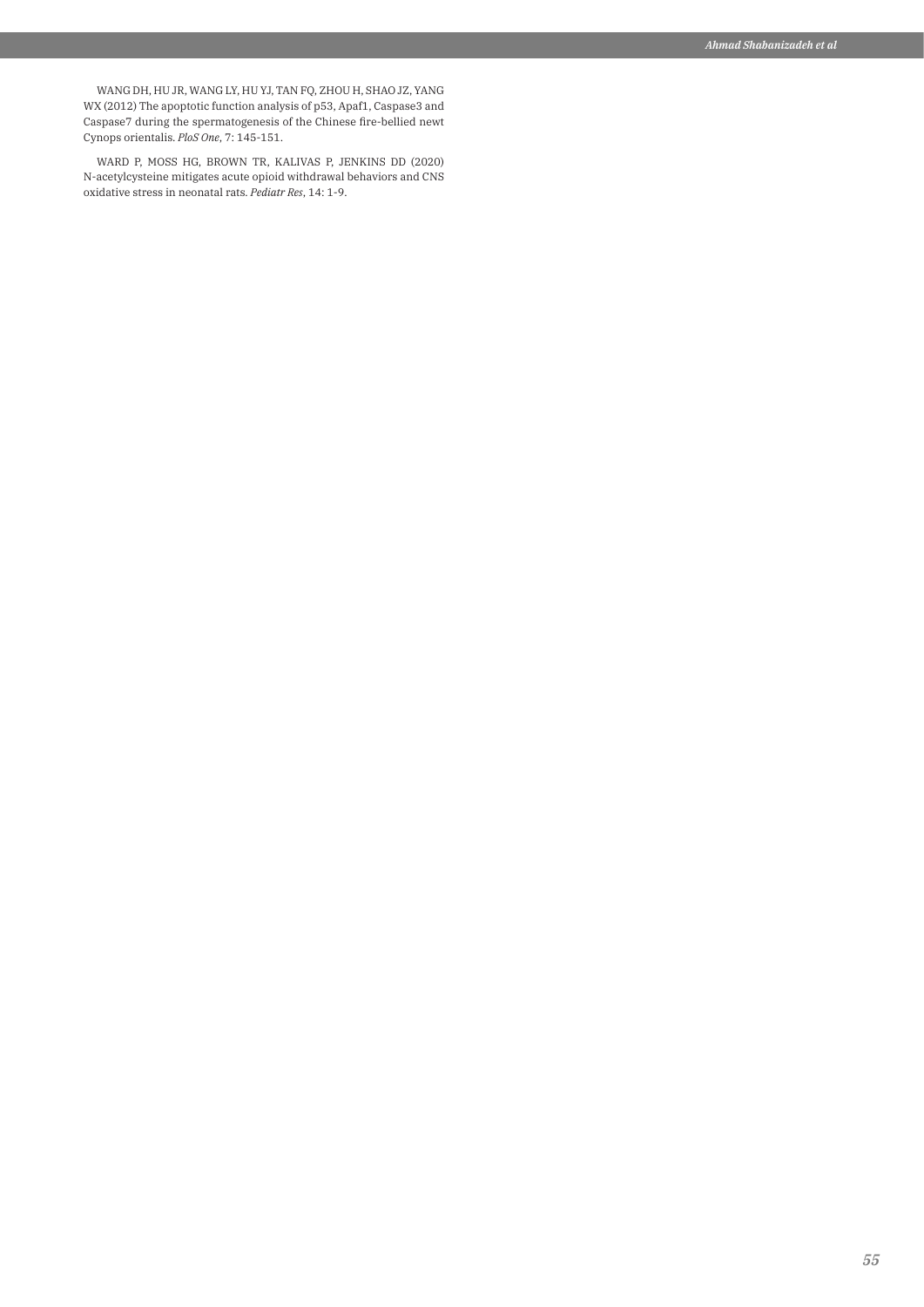WANG DH, HU JR, WANG LY, HU YJ, TAN FQ, ZHOU H, SHAO JZ, YANG WX (2012) The apoptotic function analysis of p53, Apaf1, Caspase3 and Caspase7 during the spermatogenesis of the Chinese fire-bellied newt Cynops orientalis. *PloS One*, 7: 145-151.

WARD P, MOSS HG, BROWN TR, KALIVAS P, JENKINS DD (2020) N-acetylcysteine mitigates acute opioid withdrawal behaviors and CNS oxidative stress in neonatal rats. *Pediatr Res*, 14: 1-9.